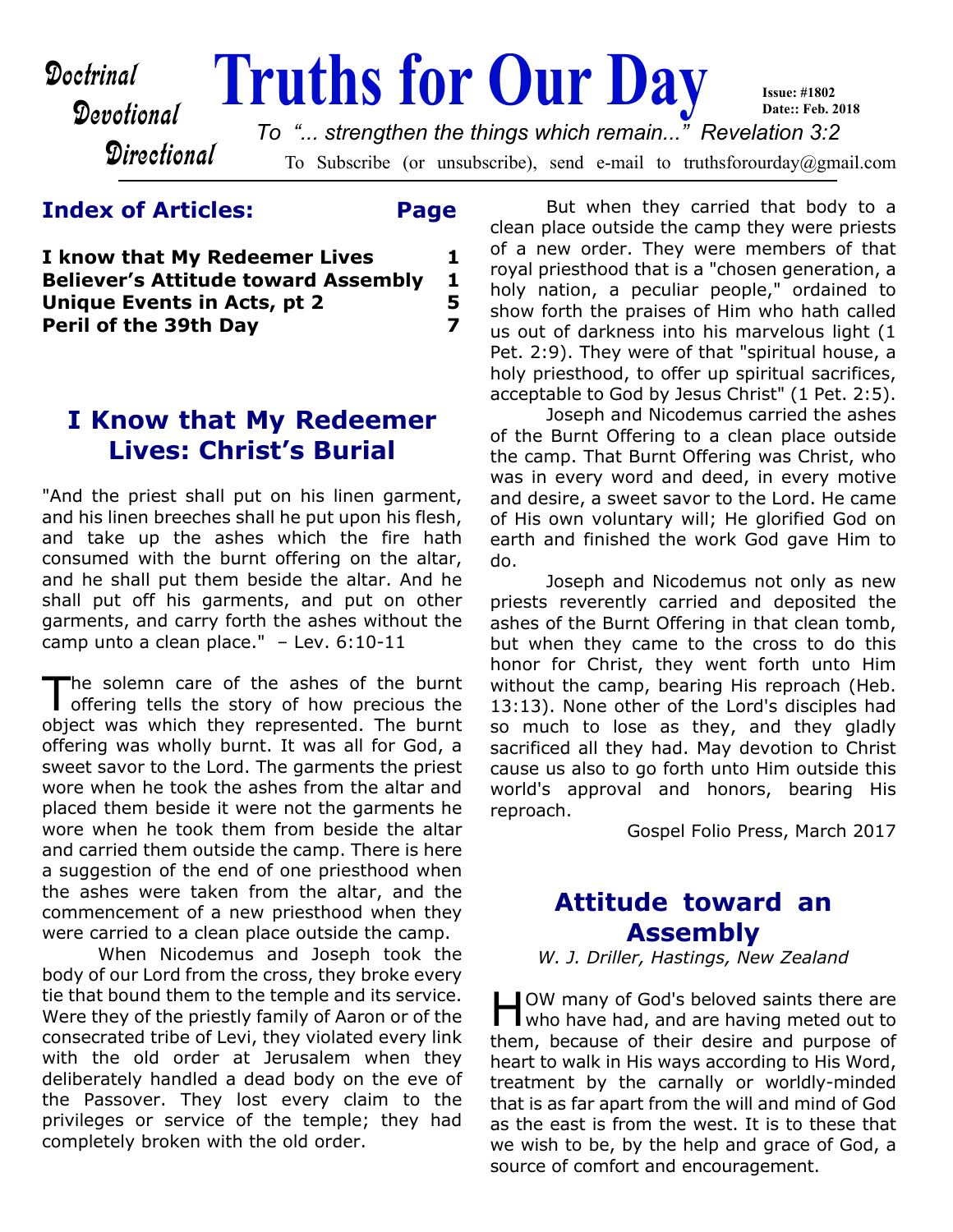Doctrinal
Devotional
Directional

# Truths for Our Day

Issue: #1802
Date:: Feb. 2018

*To "... strengthen the things which remain..." Revelation 3:2*

To Subscribe (or unsubscribe), send e-mail to truthsforourday@gmail.com

## Index of Articles:

| Article | Page |
|---|---|
| **I know that My Redeemer Lives** | **1** |
| **Believer's Attitude toward Assembly** | **1** |
| **Unique Events in Acts, pt 2** | **5** |
| **Peril of the 39th Day** | **7** |

## I Know that My Redeemer Lives: Christ's Burial

"And the priest shall put on his linen garment, and his linen breeches shall he put upon his flesh, and take up the ashes which the fire hath consumed with the burnt offering on the altar, and he shall put them beside the altar. And he shall put off his garments, and put on other garments, and carry forth the ashes without the camp unto a clean place." – Lev. 6:10-11

The solemn care of the ashes of the burnt offering tells the story of how precious the object was which they represented. The burnt offering was wholly burnt. It was all for God, a sweet savor to the Lord. The garments the priest wore when he took the ashes from the altar and placed them beside it were not the garments he wore when he took them from beside the altar and carried them outside the camp. There is here a suggestion of the end of one priesthood when the ashes were taken from the altar, and the commencement of a new priesthood when they were carried to a clean place outside the camp.

When Nicodemus and Joseph took the body of our Lord from the cross, they broke every tie that bound them to the temple and its service. Were they of the priestly family of Aaron or of the consecrated tribe of Levi, they violated every link with the old order at Jerusalem when they deliberately handled a dead body on the eve of the Passover. They lost every claim to the privileges or service of the temple; they had completely broken with the old order.

But when they carried that body to a clean place outside the camp they were priests of a new order. They were members of that royal priesthood that is a "chosen generation, a holy nation, a peculiar people," ordained to show forth the praises of Him who hath called us out of darkness into his marvelous light (1 Pet. 2:9). They were of that "spiritual house, a holy priesthood, to offer up spiritual sacrifices, acceptable to God by Jesus Christ" (1 Pet. 2:5).

Joseph and Nicodemus carried the ashes of the Burnt Offering to a clean place outside the camp. That Burnt Offering was Christ, who was in every word and deed, in every motive and desire, a sweet savor to the Lord. He came of His own voluntary will; He glorified God on earth and finished the work God gave Him to do.

Joseph and Nicodemus not only as new priests reverently carried and deposited the ashes of the Burnt Offering in that clean tomb, but when they came to the cross to do this honor for Christ, they went forth unto Him without the camp, bearing His reproach (Heb. 13:13). None other of the Lord's disciples had so much to lose as they, and they gladly sacrificed all they had. May devotion to Christ cause us also to go forth unto Him outside this world's approval and honors, bearing His reproach.

Gospel Folio Press, March 2017

## Attitude toward an Assembly

*W. J. Driller, Hastings, New Zealand*

HOW many of God's beloved saints there are who have had, and are having meted out to them, because of their desire and purpose of heart to walk in His ways according to His Word, treatment by the carnally or worldly-minded that is as far apart from the will and mind of God as the east is from the west. It is to these that we wish to be, by the help and grace of God, a source of comfort and encouragement.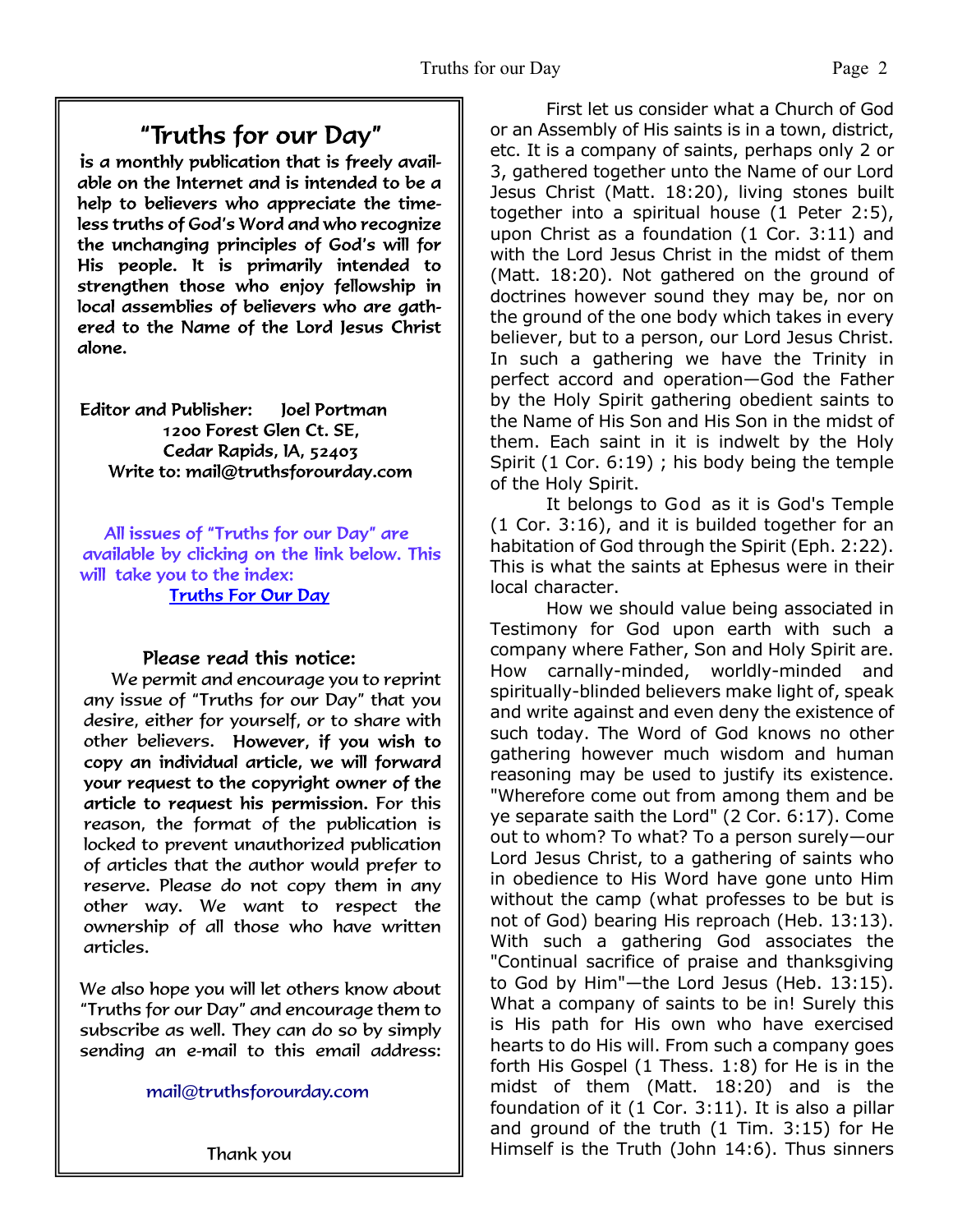## "Truths for our Day"

**is a monthly publication that is freely available on the Internet and is intended to be a help to believers who appreciate the timeless truths of God's Word and who recognize the unchanging principles of God's will for His people. It is primarily intended to strengthen those who enjoy fellowship in local assemblies of believers who are gathered to the Name of the Lord Jesus Christ alone.**

**Editor and Publisher: Joel Portman**
**1200 Forest Glen Ct. SE,**
**Cedar Rapids, IA, 52403**
**Write to: mail@truthsforourday.com**

All issues of "Truths for our Day" are available by clicking on the link below. This will take you to the index:
Truths For Our Day

**Please read this notice:**

We permit and encourage you to reprint any issue of "Truths for our Day" that you desire, either for yourself, or to share with other believers. **However, if you wish to copy an individual article, we will forward your request to the copyright owner of the article to request his permission.** For this reason, the format of the publication is locked to prevent unauthorized publication of articles that the author would prefer to reserve. Please do not copy them in any other way. We want to respect the ownership of all those who have written articles.

We also hope you will let others know about "Truths for our Day" and encourage them to subscribe as well. They can do so by simply sending an e-mail to this email address:

mail@truthsforourday.com

Thank you

First let us consider what a Church of God or an Assembly of His saints is in a town, district, etc. It is a company of saints, perhaps only 2 or 3, gathered together unto the Name of our Lord Jesus Christ (Matt. 18:20), living stones built together into a spiritual house (1 Peter 2:5), upon Christ as a foundation (1 Cor. 3:11) and with the Lord Jesus Christ in the midst of them (Matt. 18:20). Not gathered on the ground of doctrines however sound they may be, nor on the ground of the one body which takes in every believer, but to a person, our Lord Jesus Christ. In such a gathering we have the Trinity in perfect accord and operation—God the Father by the Holy Spirit gathering obedient saints to the Name of His Son and His Son in the midst of them. Each saint in it is indwelt by the Holy Spirit (1 Cor. 6:19) ; his body being the temple of the Holy Spirit.

It belongs to God as it is God's Temple (1 Cor. 3:16), and it is builded together for an habitation of God through the Spirit (Eph. 2:22). This is what the saints at Ephesus were in their local character.

How we should value being associated in Testimony for God upon earth with such a company where Father, Son and Holy Spirit are. How carnally-minded, worldly-minded and spiritually-blinded believers make light of, speak and write against and even deny the existence of such today. The Word of God knows no other gathering however much wisdom and human reasoning may be used to justify its existence. "Wherefore come out from among them and be ye separate saith the Lord" (2 Cor. 6:17). Come out to whom? To what? To a person surely—our Lord Jesus Christ, to a gathering of saints who in obedience to His Word have gone unto Him without the camp (what professes to be but is not of God) bearing His reproach (Heb. 13:13). With such a gathering God associates the "Continual sacrifice of praise and thanksgiving to God by Him"—the Lord Jesus (Heb. 13:15). What a company of saints to be in! Surely this is His path for His own who have exercised hearts to do His will. From such a company goes forth His Gospel (1 Thess. 1:8) for He is in the midst of them (Matt. 18:20) and is the foundation of it (1 Cor. 3:11). It is also a pillar and ground of the truth (1 Tim. 3:15) for He Himself is the Truth (John 14:6). Thus sinners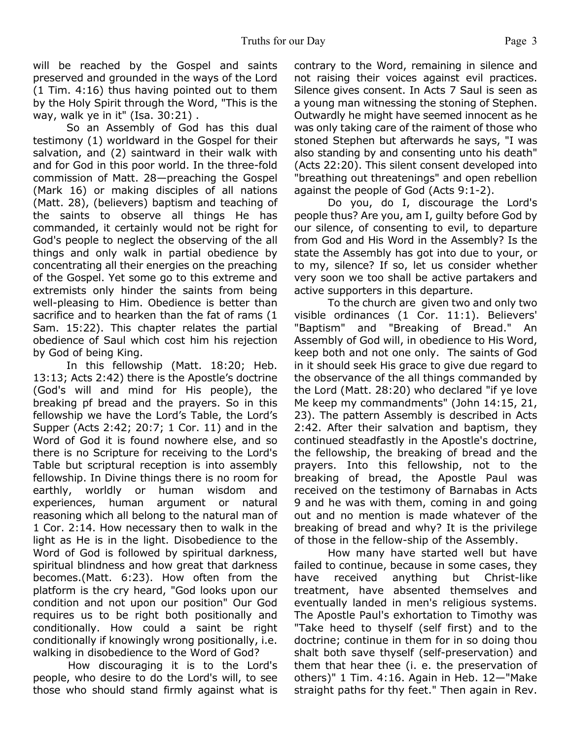will be reached by the Gospel and saints preserved and grounded in the ways of the Lord (1 Tim. 4:16) thus having pointed out to them by the Holy Spirit through the Word, "This is the way, walk ye in it" (Isa. 30:21) .

So an Assembly of God has this dual testimony (1) worldward in the Gospel for their salvation, and (2) saintward in their walk with and for God in this poor world. In the three-fold commission of Matt. 28—preaching the Gospel (Mark 16) or making disciples of all nations (Matt. 28), (believers) baptism and teaching of the saints to observe all things He has commanded, it certainly would not be right for God's people to neglect the observing of the all things and only walk in partial obedience by concentrating all their energies on the preaching of the Gospel. Yet some go to this extreme and extremists only hinder the saints from being well-pleasing to Him. Obedience is better than sacrifice and to hearken than the fat of rams (1 Sam. 15:22). This chapter relates the partial obedience of Saul which cost him his rejection by God of being King.

In this fellowship (Matt. 18:20; Heb. 13:13; Acts 2:42) there is the Apostle's doctrine (God's will and mind for His people), the breaking pf bread and the prayers. So in this fellowship we have the Lord's Table, the Lord's Supper (Acts 2:42; 20:7; 1 Cor. 11) and in the Word of God it is found nowhere else, and so there is no Scripture for receiving to the Lord's Table but scriptural reception is into assembly fellowship. In Divine things there is no room for earthly, worldly or human wisdom and experiences, human argument or natural reasoning which all belong to the natural man of 1 Cor. 2:14. How necessary then to walk in the light as He is in the light. Disobedience to the Word of God is followed by spiritual darkness, spiritual blindness and how great that darkness becomes.(Matt. 6:23). How often from the platform is the cry heard, "God looks upon our condition and not upon our position" Our God requires us to be right both positionally and conditionally. How could a saint be right conditionally if knowingly wrong positionally, i.e. walking in disobedience to the Word of God?

How discouraging it is to the Lord's people, who desire to do the Lord's will, to see those who should stand firmly against what is contrary to the Word, remaining in silence and not raising their voices against evil practices. Silence gives consent. In Acts 7 Saul is seen as a young man witnessing the stoning of Stephen. Outwardly he might have seemed innocent as he was only taking care of the raiment of those who stoned Stephen but afterwards he says, "I was also standing by and consenting unto his death" (Acts 22:20). This silent consent developed into "breathing out threatenings" and open rebellion against the people of God (Acts 9:1-2).

Do you, do I, discourage the Lord's people thus? Are you, am I, guilty before God by our silence, of consenting to evil, to departure from God and His Word in the Assembly? Is the state the Assembly has got into due to your, or to my, silence? If so, let us consider whether very soon we too shall be active partakers and active supporters in this departure.

To the church are given two and only two visible ordinances (1 Cor. 11:1). Believers' "Baptism" and "Breaking of Bread." An Assembly of God will, in obedience to His Word, keep both and not one only. The saints of God in it should seek His grace to give due regard to the observance of the all things commanded by the Lord (Matt. 28:20) who declared "if ye love Me keep my commandments" (John 14:15, 21, 23). The pattern Assembly is described in Acts 2:42. After their salvation and baptism, they continued steadfastly in the Apostle's doctrine, the fellowship, the breaking of bread and the prayers. Into this fellowship, not to the breaking of bread, the Apostle Paul was received on the testimony of Barnabas in Acts 9 and he was with them, coming in and going out and no mention is made whatever of the breaking of bread and why? It is the privilege of those in the fellow-ship of the Assembly.

How many have started well but have failed to continue, because in some cases, they have received anything but Christ-like treatment, have absented themselves and eventually landed in men's religious systems. The Apostle Paul's exhortation to Timothy was "Take heed to thyself (self first) and to the doctrine; continue in them for in so doing thou shalt both save thyself (self-preservation) and them that hear thee (i. e. the preservation of others)" 1 Tim. 4:16. Again in Heb. 12—"Make straight paths for thy feet." Then again in Rev.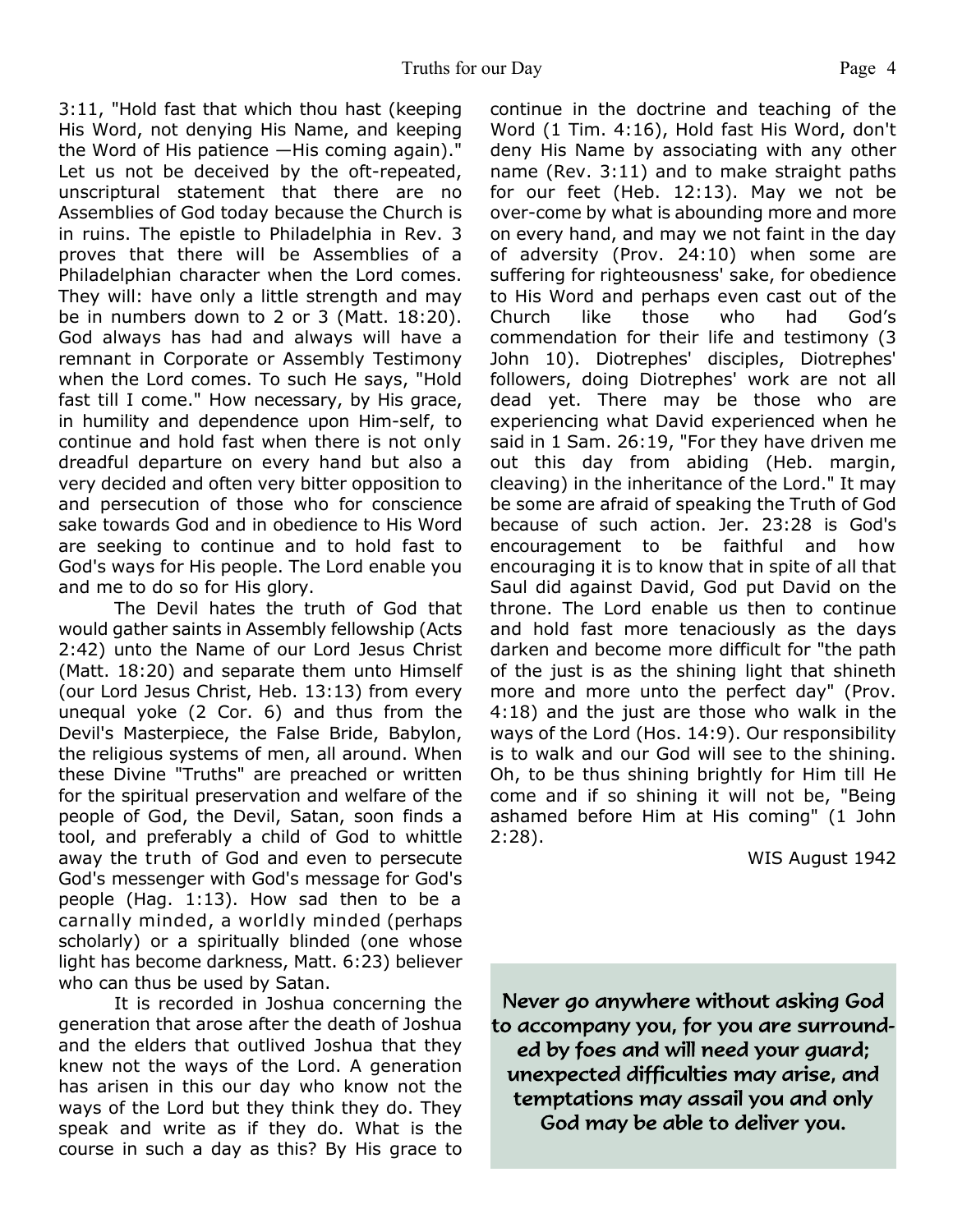3:11, "Hold fast that which thou hast (keeping His Word, not denying His Name, and keeping the Word of His patience —His coming again)." Let us not be deceived by the oft-repeated, unscriptural statement that there are no Assemblies of God today because the Church is in ruins. The epistle to Philadelphia in Rev. 3 proves that there will be Assemblies of a Philadelphian character when the Lord comes. They will: have only a little strength and may be in numbers down to 2 or 3 (Matt. 18:20). God always has had and always will have a remnant in Corporate or Assembly Testimony when the Lord comes. To such He says, "Hold fast till I come." How necessary, by His grace, in humility and dependence upon Him-self, to continue and hold fast when there is not only dreadful departure on every hand but also a very decided and often very bitter opposition to and persecution of those who for conscience sake towards God and in obedience to His Word are seeking to continue and to hold fast to God's ways for His people. The Lord enable you and me to do so for His glory.

The Devil hates the truth of God that would gather saints in Assembly fellowship (Acts 2:42) unto the Name of our Lord Jesus Christ (Matt. 18:20) and separate them unto Himself (our Lord Jesus Christ, Heb. 13:13) from every unequal yoke (2 Cor. 6) and thus from the Devil's Masterpiece, the False Bride, Babylon, the religious systems of men, all around. When these Divine "Truths" are preached or written for the spiritual preservation and welfare of the people of God, the Devil, Satan, soon finds a tool, and preferably a child of God to whittle away the truth of God and even to persecute God's messenger with God's message for God's people (Hag. 1:13). How sad then to be a carnally minded, a worldly minded (perhaps scholarly) or a spiritually blinded (one whose light has become darkness, Matt. 6:23) believer who can thus be used by Satan.

It is recorded in Joshua concerning the generation that arose after the death of Joshua and the elders that outlived Joshua that they knew not the ways of the Lord. A generation has arisen in this our day who know not the ways of the Lord but they think they do. They speak and write as if they do. What is the course in such a day as this? By His grace to continue in the doctrine and teaching of the Word (1 Tim. 4:16), Hold fast His Word, don't deny His Name by associating with any other name (Rev. 3:11) and to make straight paths for our feet (Heb. 12:13). May we not be over-come by what is abounding more and more on every hand, and may we not faint in the day of adversity (Prov. 24:10) when some are suffering for righteousness' sake, for obedience to His Word and perhaps even cast out of the Church like those who had God's commendation for their life and testimony (3 John 10). Diotrephes' disciples, Diotrephes' followers, doing Diotrephes' work are not all dead yet. There may be those who are experiencing what David experienced when he said in 1 Sam. 26:19, "For they have driven me out this day from abiding (Heb. margin, cleaving) in the inheritance of the Lord." It may be some are afraid of speaking the Truth of God because of such action. Jer. 23:28 is God's encouragement to be faithful and how encouraging it is to know that in spite of all that Saul did against David, God put David on the throne. The Lord enable us then to continue and hold fast more tenaciously as the days darken and become more difficult for "the path of the just is as the shining light that shineth more and more unto the perfect day" (Prov. 4:18) and the just are those who walk in the ways of the Lord (Hos. 14:9). Our responsibility is to walk and our God will see to the shining. Oh, to be thus shining brightly for Him till He come and if so shining it will not be, "Being ashamed before Him at His coming" (1 John 2:28).

WIS August 1942

**Never go anywhere without asking God to accompany you, for you are surrounded by foes and will need your guard; unexpected difficulties may arise, and temptations may assail you and only God may be able to deliver you.**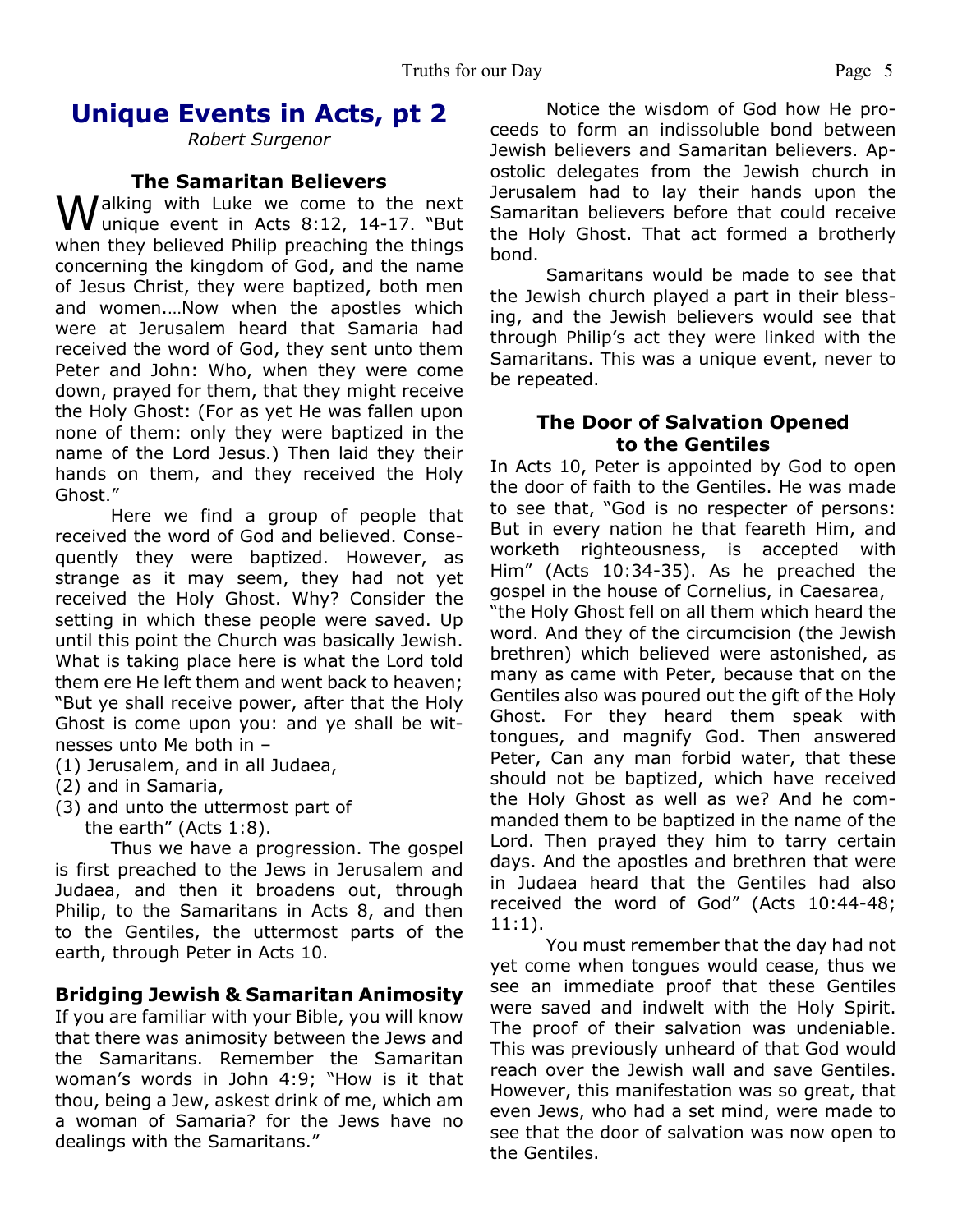# Unique Events in Acts, pt 2

*Robert Surgenor*

### The Samaritan Believers

Walking with Luke we come to the next unique event in Acts 8:12, 14-17. "But when they believed Philip preaching the things concerning the kingdom of God, and the name of Jesus Christ, they were baptized, both men and women.…Now when the apostles which were at Jerusalem heard that Samaria had received the word of God, they sent unto them Peter and John: Who, when they were come down, prayed for them, that they might receive the Holy Ghost: (For as yet He was fallen upon none of them: only they were baptized in the name of the Lord Jesus.) Then laid they their hands on them, and they received the Holy Ghost."

Here we find a group of people that received the word of God and believed. Consequently they were baptized. However, as strange as it may seem, they had not yet received the Holy Ghost. Why? Consider the setting in which these people were saved. Up until this point the Church was basically Jewish. What is taking place here is what the Lord told them ere He left them and went back to heaven; "But ye shall receive power, after that the Holy Ghost is come upon you: and ye shall be witnesses unto Me both in –

(1) Jerusalem, and in all Judaea,
(2) and in Samaria,
(3) and unto the uttermost part of the earth" (Acts 1:8).

Thus we have a progression. The gospel is first preached to the Jews in Jerusalem and Judaea, and then it broadens out, through Philip, to the Samaritans in Acts 8, and then to the Gentiles, the uttermost parts of the earth, through Peter in Acts 10.

### Bridging Jewish & Samaritan Animosity

If you are familiar with your Bible, you will know that there was animosity between the Jews and the Samaritans. Remember the Samaritan woman's words in John 4:9; "How is it that thou, being a Jew, askest drink of me, which am a woman of Samaria? for the Jews have no dealings with the Samaritans."

Notice the wisdom of God how He proceeds to form an indissoluble bond between Jewish believers and Samaritan believers. Apostolic delegates from the Jewish church in Jerusalem had to lay their hands upon the Samaritan believers before that could receive the Holy Ghost. That act formed a brotherly bond.

Samaritans would be made to see that the Jewish church played a part in their blessing, and the Jewish believers would see that through Philip's act they were linked with the Samaritans. This was a unique event, never to be repeated.

### The Door of Salvation Opened to the Gentiles

In Acts 10, Peter is appointed by God to open the door of faith to the Gentiles. He was made to see that, "God is no respecter of persons: But in every nation he that feareth Him, and worketh righteousness, is accepted with Him" (Acts 10:34-35). As he preached the gospel in the house of Cornelius, in Caesarea, "the Holy Ghost fell on all them which heard the word. And they of the circumcision (the Jewish brethren) which believed were astonished, as many as came with Peter, because that on the Gentiles also was poured out the gift of the Holy Ghost. For they heard them speak with tongues, and magnify God. Then answered Peter, Can any man forbid water, that these should not be baptized, which have received the Holy Ghost as well as we? And he commanded them to be baptized in the name of the Lord. Then prayed they him to tarry certain days. And the apostles and brethren that were in Judaea heard that the Gentiles had also received the word of God" (Acts 10:44-48; 11:1).

You must remember that the day had not yet come when tongues would cease, thus we see an immediate proof that these Gentiles were saved and indwelt with the Holy Spirit. The proof of their salvation was undeniable. This was previously unheard of that God would reach over the Jewish wall and save Gentiles. However, this manifestation was so great, that even Jews, who had a set mind, were made to see that the door of salvation was now open to the Gentiles.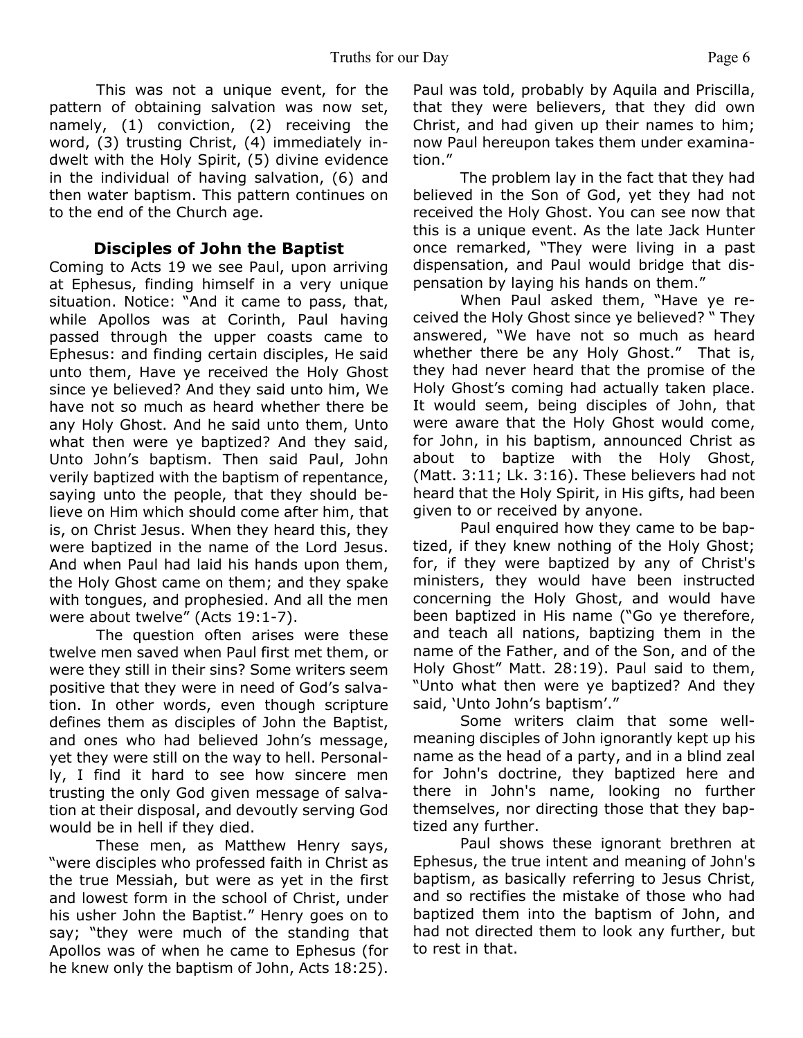This was not a unique event, for the pattern of obtaining salvation was now set, namely, (1) conviction, (2) receiving the word, (3) trusting Christ, (4) immediately indwelt with the Holy Spirit, (5) divine evidence in the individual of having salvation, (6) and then water baptism. This pattern continues on to the end of the Church age.

## Disciples of John the Baptist

Coming to Acts 19 we see Paul, upon arriving at Ephesus, finding himself in a very unique situation. Notice: "And it came to pass, that, while Apollos was at Corinth, Paul having passed through the upper coasts came to Ephesus: and finding certain disciples, He said unto them, Have ye received the Holy Ghost since ye believed? And they said unto him, We have not so much as heard whether there be any Holy Ghost. And he said unto them, Unto what then were ye baptized? And they said, Unto John's baptism. Then said Paul, John verily baptized with the baptism of repentance, saying unto the people, that they should believe on Him which should come after him, that is, on Christ Jesus. When they heard this, they were baptized in the name of the Lord Jesus. And when Paul had laid his hands upon them, the Holy Ghost came on them; and they spake with tongues, and prophesied. And all the men were about twelve" (Acts 19:1-7).

The question often arises were these twelve men saved when Paul first met them, or were they still in their sins? Some writers seem positive that they were in need of God's salvation. In other words, even though scripture defines them as disciples of John the Baptist, and ones who had believed John's message, yet they were still on the way to hell. Personally, I find it hard to see how sincere men trusting the only God given message of salvation at their disposal, and devoutly serving God would be in hell if they died.

These men, as Matthew Henry says, "were disciples who professed faith in Christ as the true Messiah, but were as yet in the first and lowest form in the school of Christ, under his usher John the Baptist." Henry goes on to say; "they were much of the standing that Apollos was of when he came to Ephesus (for he knew only the baptism of John, Acts 18:25). Paul was told, probably by Aquila and Priscilla, that they were believers, that they did own Christ, and had given up their names to him; now Paul hereupon takes them under examination."

The problem lay in the fact that they had believed in the Son of God, yet they had not received the Holy Ghost. You can see now that this is a unique event. As the late Jack Hunter once remarked, "They were living in a past dispensation, and Paul would bridge that dispensation by laying his hands on them."

When Paul asked them, "Have ye received the Holy Ghost since ye believed? " They answered, "We have not so much as heard whether there be any Holy Ghost." That is, they had never heard that the promise of the Holy Ghost's coming had actually taken place. It would seem, being disciples of John, that were aware that the Holy Ghost would come, for John, in his baptism, announced Christ as about to baptize with the Holy Ghost, (Matt. 3:11; Lk. 3:16). These believers had not heard that the Holy Spirit, in His gifts, had been given to or received by anyone.

Paul enquired how they came to be baptized, if they knew nothing of the Holy Ghost; for, if they were baptized by any of Christ's ministers, they would have been instructed concerning the Holy Ghost, and would have been baptized in His name ("Go ye therefore, and teach all nations, baptizing them in the name of the Father, and of the Son, and of the Holy Ghost" Matt. 28:19). Paul said to them, "Unto what then were ye baptized? And they said, 'Unto John's baptism'."

Some writers claim that some well-meaning disciples of John ignorantly kept up his name as the head of a party, and in a blind zeal for John's doctrine, they baptized here and there in John's name, looking no further themselves, nor directing those that they baptized any further.

Paul shows these ignorant brethren at Ephesus, the true intent and meaning of John's baptism, as basically referring to Jesus Christ, and so rectifies the mistake of those who had baptized them into the baptism of John, and had not directed them to look any further, but to rest in that.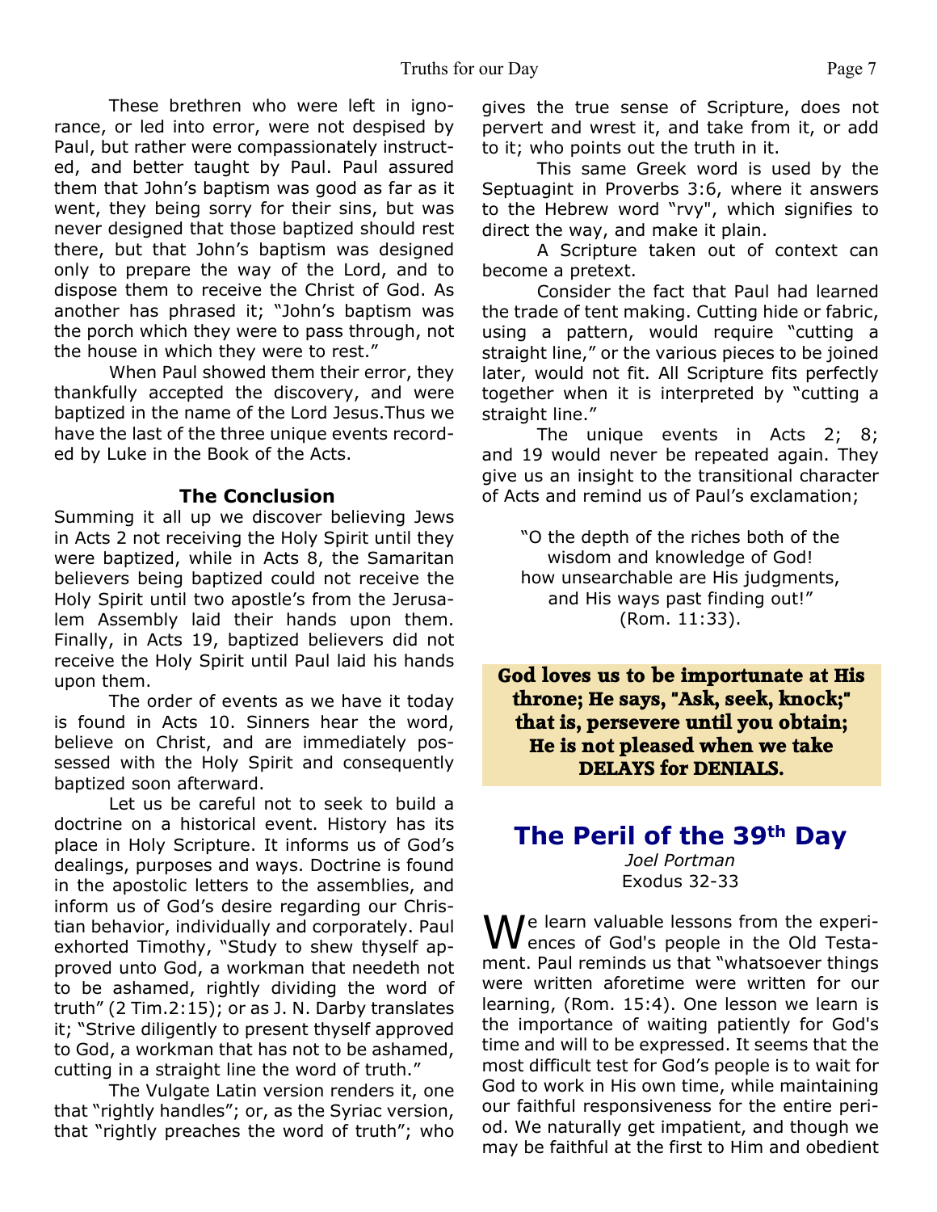These brethren who were left in ignorance, or led into error, were not despised by Paul, but rather were compassionately instructed, and better taught by Paul. Paul assured them that John's baptism was good as far as it went, they being sorry for their sins, but was never designed that those baptized should rest there, but that John's baptism was designed only to prepare the way of the Lord, and to dispose them to receive the Christ of God. As another has phrased it; "John's baptism was the porch which they were to pass through, not the house in which they were to rest."

When Paul showed them their error, they thankfully accepted the discovery, and were baptized in the name of the Lord Jesus.Thus we have the last of the three unique events recorded by Luke in the Book of the Acts.

### The Conclusion

Summing it all up we discover believing Jews in Acts 2 not receiving the Holy Spirit until they were baptized, while in Acts 8, the Samaritan believers being baptized could not receive the Holy Spirit until two apostle's from the Jerusalem Assembly laid their hands upon them. Finally, in Acts 19, baptized believers did not receive the Holy Spirit until Paul laid his hands upon them.

The order of events as we have it today is found in Acts 10. Sinners hear the word, believe on Christ, and are immediately possessed with the Holy Spirit and consequently baptized soon afterward.

Let us be careful not to seek to build a doctrine on a historical event. History has its place in Holy Scripture. It informs us of God's dealings, purposes and ways. Doctrine is found in the apostolic letters to the assemblies, and inform us of God's desire regarding our Christian behavior, individually and corporately. Paul exhorted Timothy, "Study to shew thyself approved unto God, a workman that needeth not to be ashamed, rightly dividing the word of truth" (2 Tim.2:15); or as J. N. Darby translates it; "Strive diligently to present thyself approved to God, a workman that has not to be ashamed, cutting in a straight line the word of truth."

The Vulgate Latin version renders it, one that "rightly handles"; or, as the Syriac version, that "rightly preaches the word of truth"; who gives the true sense of Scripture, does not pervert and wrest it, and take from it, or add to it; who points out the truth in it.

This same Greek word is used by the Septuagint in Proverbs 3:6, where it answers to the Hebrew word "rvy", which signifies to direct the way, and make it plain.

A Scripture taken out of context can become a pretext.

Consider the fact that Paul had learned the trade of tent making. Cutting hide or fabric, using a pattern, would require "cutting a straight line," or the various pieces to be joined later, would not fit. All Scripture fits perfectly together when it is interpreted by "cutting a straight line."

The unique events in Acts 2; 8; and 19 would never be repeated again. They give us an insight to the transitional character of Acts and remind us of Paul's exclamation;

> "O the depth of the riches both of the
> wisdom and knowledge of God!
> how unsearchable are His judgments,
> and His ways past finding out!"
> (Rom. 11:33).

**God loves us to be importunate at His throne; He says, "Ask, seek, knock;" that is, persevere until you obtain; He is not pleased when we take DELAYS for DENIALS.**

## The Peril of the 39th Day

*Joel Portman*
Exodus 32-33

We learn valuable lessons from the experiences of God's people in the Old Testament. Paul reminds us that "whatsoever things were written aforetime were written for our learning, (Rom. 15:4). One lesson we learn is the importance of waiting patiently for God's time and will to be expressed. It seems that the most difficult test for God's people is to wait for God to work in His own time, while maintaining our faithful responsiveness for the entire period. We naturally get impatient, and though we may be faithful at the first to Him and obedient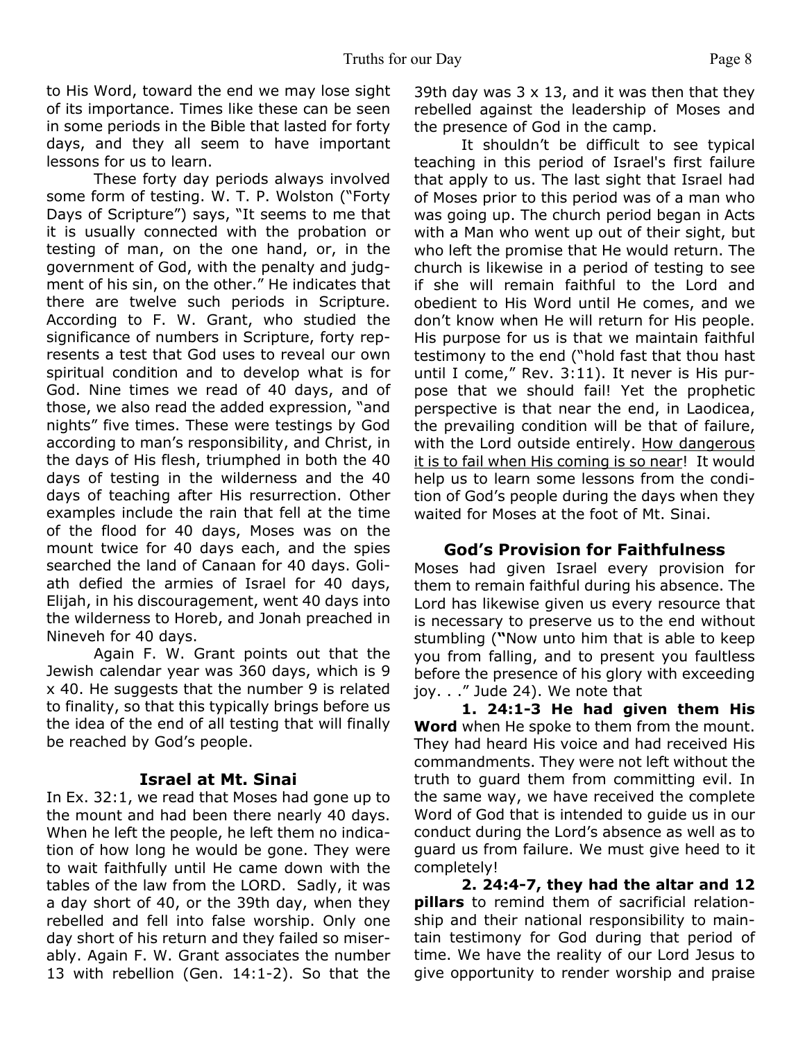to His Word, toward the end we may lose sight of its importance. Times like these can be seen in some periods in the Bible that lasted for forty days, and they all seem to have important lessons for us to learn.

These forty day periods always involved some form of testing. W. T. P. Wolston ("Forty Days of Scripture") says, "It seems to me that it is usually connected with the probation or testing of man, on the one hand, or, in the government of God, with the penalty and judgment of his sin, on the other." He indicates that there are twelve such periods in Scripture. According to F. W. Grant, who studied the significance of numbers in Scripture, forty represents a test that God uses to reveal our own spiritual condition and to develop what is for God. Nine times we read of 40 days, and of those, we also read the added expression, "and nights" five times. These were testings by God according to man's responsibility, and Christ, in the days of His flesh, triumphed in both the 40 days of testing in the wilderness and the 40 days of teaching after His resurrection. Other examples include the rain that fell at the time of the flood for 40 days, Moses was on the mount twice for 40 days each, and the spies searched the land of Canaan for 40 days. Goliath defied the armies of Israel for 40 days, Elijah, in his discouragement, went 40 days into the wilderness to Horeb, and Jonah preached in Nineveh for 40 days.

Again F. W. Grant points out that the Jewish calendar year was 360 days, which is 9 x 40. He suggests that the number 9 is related to finality, so that this typically brings before us the idea of the end of all testing that will finally be reached by God's people.

### Israel at Mt. Sinai

In Ex. 32:1, we read that Moses had gone up to the mount and had been there nearly 40 days. When he left the people, he left them no indication of how long he would be gone. They were to wait faithfully until He came down with the tables of the law from the LORD. Sadly, it was a day short of 40, or the 39th day, when they rebelled and fell into false worship. Only one day short of his return and they failed so miserably. Again F. W. Grant associates the number 13 with rebellion (Gen. 14:1-2). So that the 39th day was 3 x 13, and it was then that they rebelled against the leadership of Moses and the presence of God in the camp.

It shouldn't be difficult to see typical teaching in this period of Israel's first failure that apply to us. The last sight that Israel had of Moses prior to this period was of a man who was going up. The church period began in Acts with a Man who went up out of their sight, but who left the promise that He would return. The church is likewise in a period of testing to see if she will remain faithful to the Lord and obedient to His Word until He comes, and we don't know when He will return for His people. His purpose for us is that we maintain faithful testimony to the end ("hold fast that thou hast until I come," Rev. 3:11). It never is His purpose that we should fail! Yet the prophetic perspective is that near the end, in Laodicea, the prevailing condition will be that of failure, with the Lord outside entirely. <u>How dangerous it is to fail when His coming is so near</u>! It would help us to learn some lessons from the condition of God's people during the days when they waited for Moses at the foot of Mt. Sinai.

### God's Provision for Faithfulness

Moses had given Israel every provision for them to remain faithful during his absence. The Lord has likewise given us every resource that is necessary to preserve us to the end without stumbling (**"**Now unto him that is able to keep you from falling, and to present you faultless before the presence of his glory with exceeding joy. . ." Jude 24). We note that

**1. 24:1-3 He had given them His Word** when He spoke to them from the mount. They had heard His voice and had received His commandments. They were not left without the truth to guard them from committing evil. In the same way, we have received the complete Word of God that is intended to guide us in our conduct during the Lord's absence as well as to guard us from failure. We must give heed to it completely!

**2. 24:4-7, they had the altar and 12 pillars** to remind them of sacrificial relationship and their national responsibility to maintain testimony for God during that period of time. We have the reality of our Lord Jesus to give opportunity to render worship and praise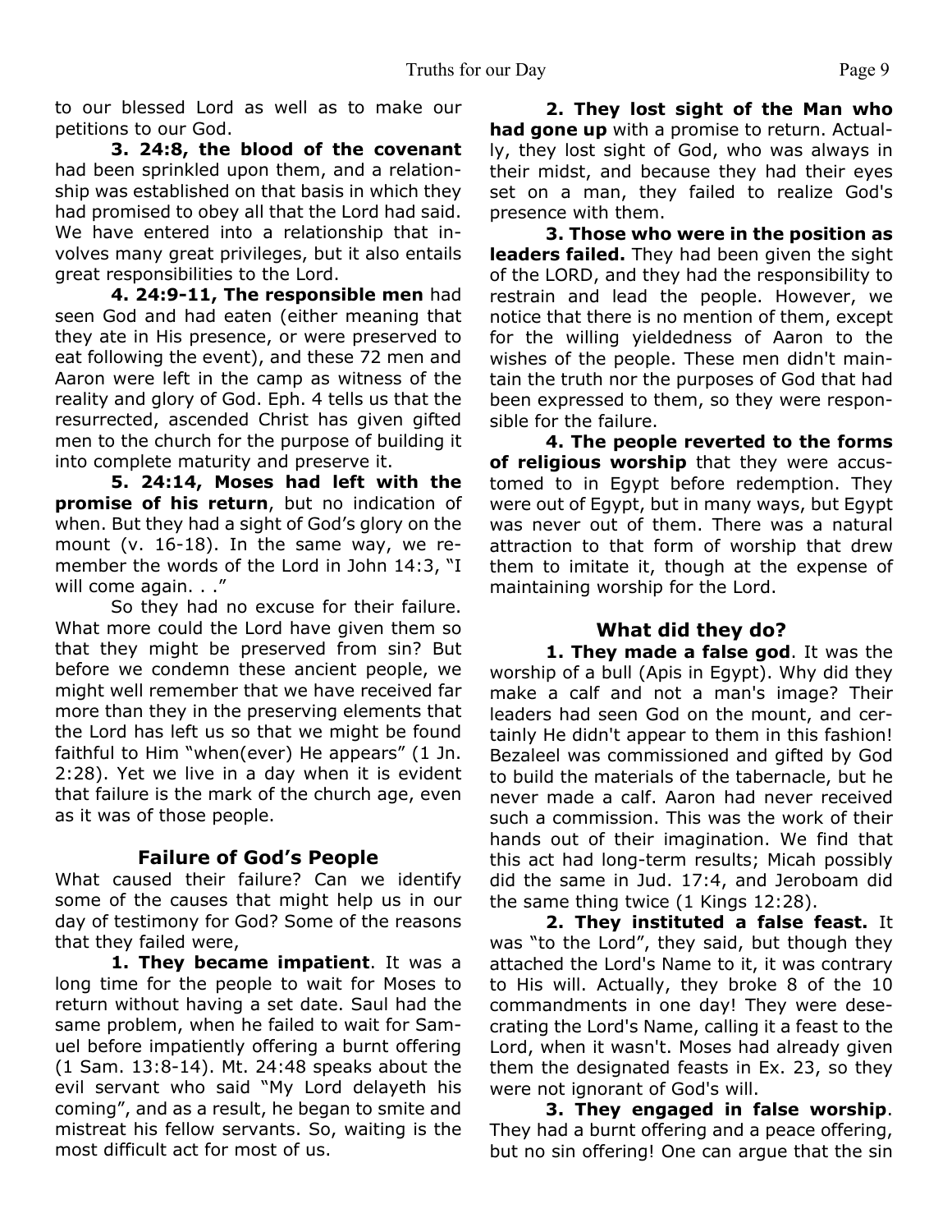to our blessed Lord as well as to make our petitions to our God.

**3. 24:8, the blood of the covenant** had been sprinkled upon them, and a relationship was established on that basis in which they had promised to obey all that the Lord had said. We have entered into a relationship that involves many great privileges, but it also entails great responsibilities to the Lord.

**4. 24:9-11, The responsible men** had seen God and had eaten (either meaning that they ate in His presence, or were preserved to eat following the event), and these 72 men and Aaron were left in the camp as witness of the reality and glory of God. Eph. 4 tells us that the resurrected, ascended Christ has given gifted men to the church for the purpose of building it into complete maturity and preserve it.

**5. 24:14, Moses had left with the promise of his return**, but no indication of when. But they had a sight of God's glory on the mount (v. 16-18). In the same way, we remember the words of the Lord in John 14:3, "I will come again. . ."

So they had no excuse for their failure. What more could the Lord have given them so that they might be preserved from sin? But before we condemn these ancient people, we might well remember that we have received far more than they in the preserving elements that the Lord has left us so that we might be found faithful to Him "when(ever) He appears" (1 Jn. 2:28). Yet we live in a day when it is evident that failure is the mark of the church age, even as it was of those people.

### Failure of God's People

What caused their failure? Can we identify some of the causes that might help us in our day of testimony for God? Some of the reasons that they failed were,

**1. They became impatient**. It was a long time for the people to wait for Moses to return without having a set date. Saul had the same problem, when he failed to wait for Samuel before impatiently offering a burnt offering (1 Sam. 13:8-14). Mt. 24:48 speaks about the evil servant who said "My Lord delayeth his coming", and as a result, he began to smite and mistreat his fellow servants. So, waiting is the most difficult act for most of us.

**2. They lost sight of the Man who had gone up** with a promise to return. Actually, they lost sight of God, who was always in their midst, and because they had their eyes set on a man, they failed to realize God's presence with them.

**3. Those who were in the position as leaders failed.** They had been given the sight of the LORD, and they had the responsibility to restrain and lead the people. However, we notice that there is no mention of them, except for the willing yieldedness of Aaron to the wishes of the people. These men didn't maintain the truth nor the purposes of God that had been expressed to them, so they were responsible for the failure.

**4. The people reverted to the forms of religious worship** that they were accustomed to in Egypt before redemption. They were out of Egypt, but in many ways, but Egypt was never out of them. There was a natural attraction to that form of worship that drew them to imitate it, though at the expense of maintaining worship for the Lord.

### What did they do?

**1. They made a false god**. It was the worship of a bull (Apis in Egypt). Why did they make a calf and not a man's image? Their leaders had seen God on the mount, and certainly He didn't appear to them in this fashion! Bezaleel was commissioned and gifted by God to build the materials of the tabernacle, but he never made a calf. Aaron had never received such a commission. This was the work of their hands out of their imagination. We find that this act had long-term results; Micah possibly did the same in Jud. 17:4, and Jeroboam did the same thing twice (1 Kings 12:28).

**2. They instituted a false feast.** It was "to the Lord", they said, but though they attached the Lord's Name to it, it was contrary to His will. Actually, they broke 8 of the 10 commandments in one day! They were desecrating the Lord's Name, calling it a feast to the Lord, when it wasn't. Moses had already given them the designated feasts in Ex. 23, so they were not ignorant of God's will.

**3. They engaged in false worship**. They had a burnt offering and a peace offering, but no sin offering! One can argue that the sin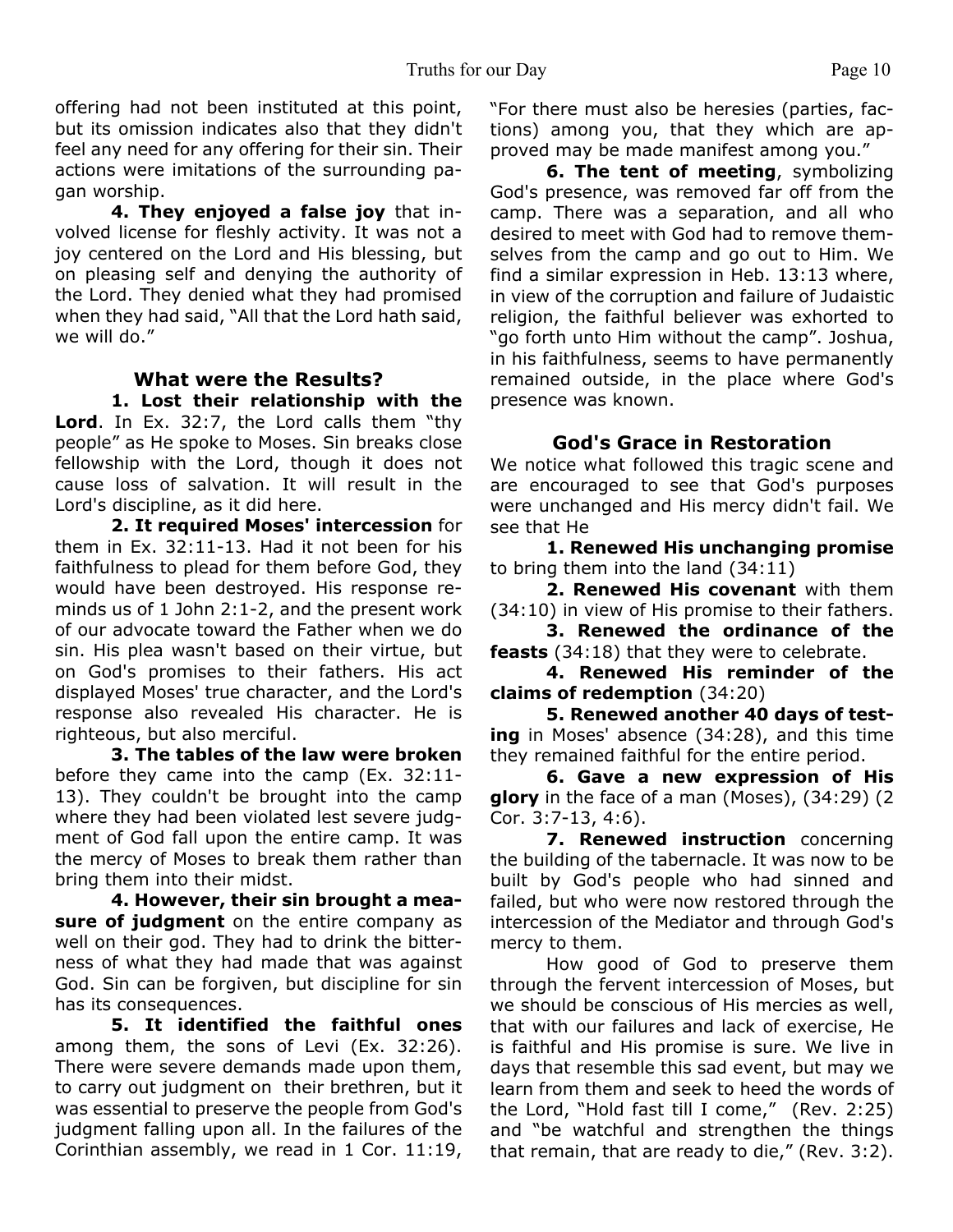offering had not been instituted at this point, but its omission indicates also that they didn't feel any need for any offering for their sin. Their actions were imitations of the surrounding pagan worship.

**4. They enjoyed a false joy** that involved license for fleshly activity. It was not a joy centered on the Lord and His blessing, but on pleasing self and denying the authority of the Lord. They denied what they had promised when they had said, "All that the Lord hath said, we will do."

## What were the Results?

**1. Lost their relationship with the Lord**. In Ex. 32:7, the Lord calls them "thy people" as He spoke to Moses. Sin breaks close fellowship with the Lord, though it does not cause loss of salvation. It will result in the Lord's discipline, as it did here.

**2. It required Moses' intercession** for them in Ex. 32:11-13. Had it not been for his faithfulness to plead for them before God, they would have been destroyed. His response reminds us of 1 John 2:1-2, and the present work of our advocate toward the Father when we do sin. His plea wasn't based on their virtue, but on God's promises to their fathers. His act displayed Moses' true character, and the Lord's response also revealed His character. He is righteous, but also merciful.

**3. The tables of the law were broken** before they came into the camp (Ex. 32:11-13). They couldn't be brought into the camp where they had been violated lest severe judgment of God fall upon the entire camp. It was the mercy of Moses to break them rather than bring them into their midst.

**4. However, their sin brought a measure of judgment** on the entire company as well on their god. They had to drink the bitterness of what they had made that was against God. Sin can be forgiven, but discipline for sin has its consequences.

**5. It identified the faithful ones** among them, the sons of Levi (Ex. 32:26). There were severe demands made upon them, to carry out judgment on their brethren, but it was essential to preserve the people from God's judgment falling upon all. In the failures of the Corinthian assembly, we read in 1 Cor. 11:19, "For there must also be heresies (parties, factions) among you, that they which are approved may be made manifest among you."

**6. The tent of meeting**, symbolizing God's presence, was removed far off from the camp. There was a separation, and all who desired to meet with God had to remove themselves from the camp and go out to Him. We find a similar expression in Heb. 13:13 where, in view of the corruption and failure of Judaistic religion, the faithful believer was exhorted to "go forth unto Him without the camp". Joshua, in his faithfulness, seems to have permanently remained outside, in the place where God's presence was known.

## God's Grace in Restoration

We notice what followed this tragic scene and are encouraged to see that God's purposes were unchanged and His mercy didn't fail. We see that He

**1. Renewed His unchanging promise** to bring them into the land (34:11)

**2. Renewed His covenant** with them (34:10) in view of His promise to their fathers.

**3. Renewed the ordinance of the feasts** (34:18) that they were to celebrate.

**4. Renewed His reminder of the claims of redemption** (34:20)

**5. Renewed another 40 days of testing** in Moses' absence (34:28), and this time they remained faithful for the entire period.

**6. Gave a new expression of His glory** in the face of a man (Moses), (34:29) (2 Cor. 3:7-13, 4:6).

**7. Renewed instruction** concerning the building of the tabernacle. It was now to be built by God's people who had sinned and failed, but who were now restored through the intercession of the Mediator and through God's mercy to them.

How good of God to preserve them through the fervent intercession of Moses, but we should be conscious of His mercies as well, that with our failures and lack of exercise, He is faithful and His promise is sure. We live in days that resemble this sad event, but may we learn from them and seek to heed the words of the Lord, "Hold fast till I come," (Rev. 2:25) and "be watchful and strengthen the things that remain, that are ready to die," (Rev. 3:2).